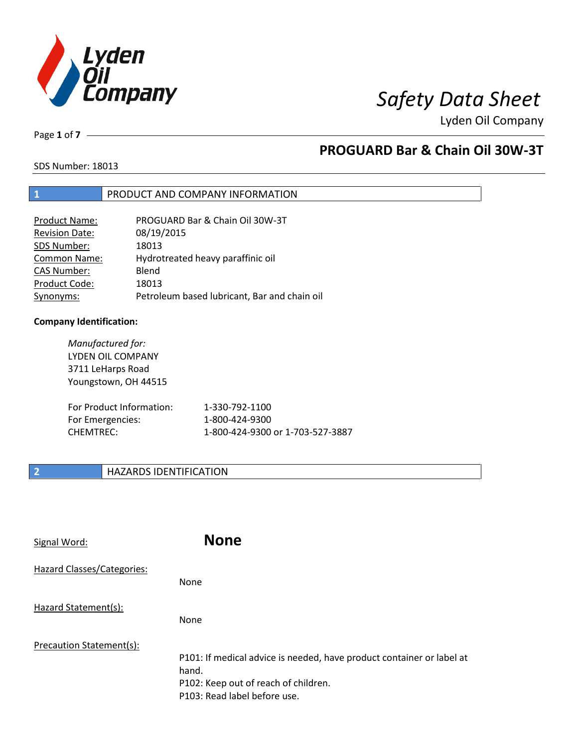# Safety Data Sheet

Lyden Oil Company

## PROGUARD Bar & Chain Oil 30W-3T

SDS Number: 18013

## 1 PRODUCT AND COMPANY INFORMATION

| | |
|---|---|
| Product Name: | PROGUARD Bar & Chain Oil 30W-3T |
| Revision Date: | 08/19/2015 |
| SDS Number: | 18013 |
| Common Name: | Hydrotreated heavy paraffinic oil |
| CAS Number: | Blend |
| Product Code: | 18013 |
| Synonyms: | Petroleum based lubricant, Bar and chain oil |

**Company Identification:**

*Manufactured for:*
LYDEN OIL COMPANY
3711 LeHarps Road
Youngstown, OH 44515

| | |
|---|---|
| For Product Information: | 1-330-792-1100 |
| For Emergencies: | 1-800-424-9300 |
| CHEMTREC: | 1-800-424-9300 or 1-703-527-3887 |

## 2 HAZARDS IDENTIFICATION

Signal Word: **None**

Hazard Classes/Categories:

None

Hazard Statement(s):

None

Precaution Statement(s):

P101: If medical advice is needed, have product container or label at hand.
P102: Keep out of reach of children.
P103: Read label before use.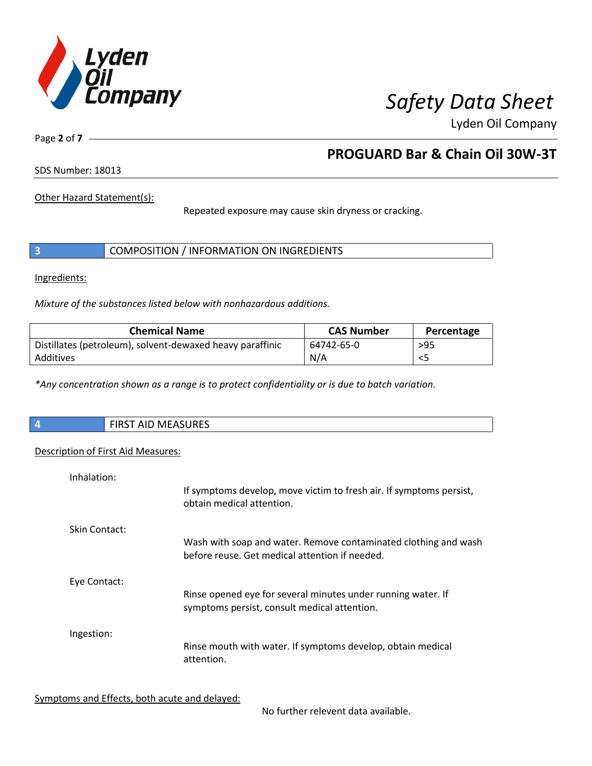Other Hazard Statement(s):

Repeated exposure may cause skin dryness or cracking.

## 3 COMPOSITION / INFORMATION ON INGREDIENTS

Ingredients:

*Mixture of the substances listed below with nonhazardous additions.*

| Chemical Name | CAS Number | Percentage |
|---|---|---|
| Distillates (petroleum), solvent-dewaxed heavy paraffinic | 64742-65-0 | >95 |
| Additives | N/A | <5 |

*\*Any concentration shown as a range is to protect confidentiality or is due to batch variation.*

## 4 FIRST AID MEASURES

Description of First Aid Measures:

Inhalation:

If symptoms develop, move victim to fresh air. If symptoms persist, obtain medical attention.

Skin Contact:

Wash with soap and water. Remove contaminated clothing and wash before reuse. Get medical attention if needed.

Eye Contact:

Rinse opened eye for several minutes under running water. If symptoms persist, consult medical attention.

Ingestion:

Rinse mouth with water. If symptoms develop, obtain medical attention.

Symptoms and Effects, both acute and delayed:

No further relevent data available.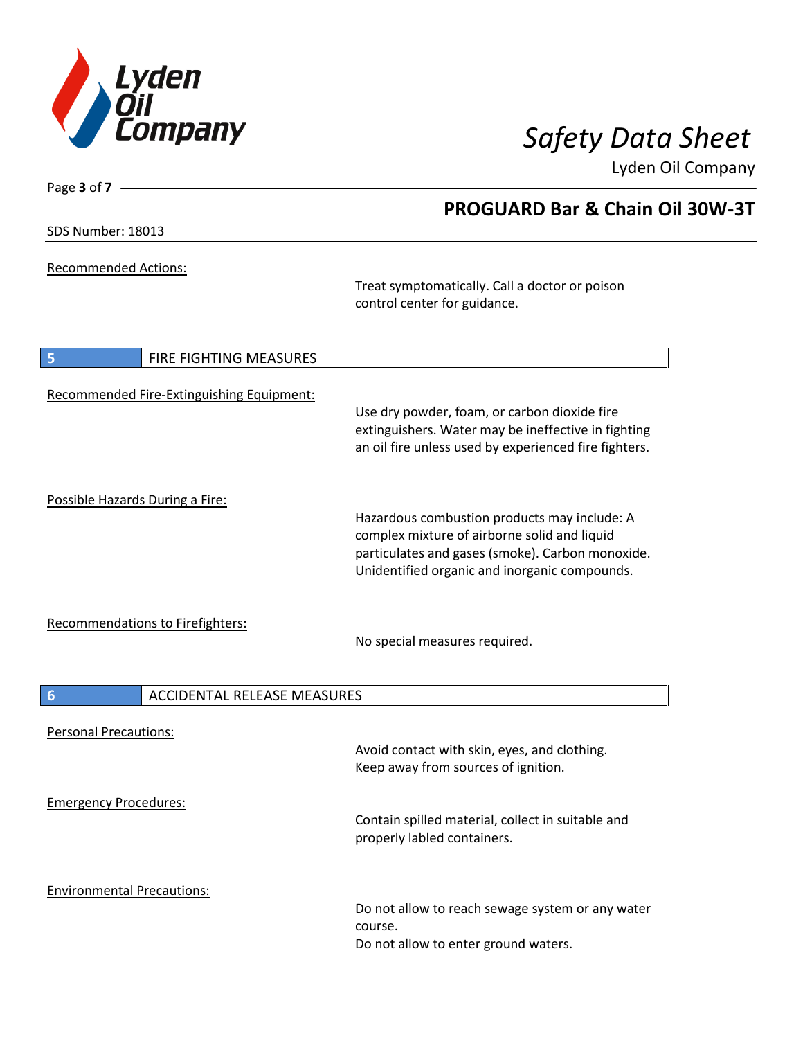Recommended Actions:

Treat symptomatically. Call a doctor or poison control center for guidance.

## 5 FIRE FIGHTING MEASURES

Recommended Fire-Extinguishing Equipment:

Use dry powder, foam, or carbon dioxide fire extinguishers. Water may be ineffective in fighting an oil fire unless used by experienced fire fighters.

Possible Hazards During a Fire:

Hazardous combustion products may include: A complex mixture of airborne solid and liquid particulates and gases (smoke). Carbon monoxide. Unidentified organic and inorganic compounds.

Recommendations to Firefighters:

No special measures required.

## 6 ACCIDENTAL RELEASE MEASURES

Personal Precautions:

Avoid contact with skin, eyes, and clothing.
Keep away from sources of ignition.

Emergency Procedures:

Contain spilled material, collect in suitable and properly labled containers.

Environmental Precautions:

Do not allow to reach sewage system or any water course.
Do not allow to enter ground waters.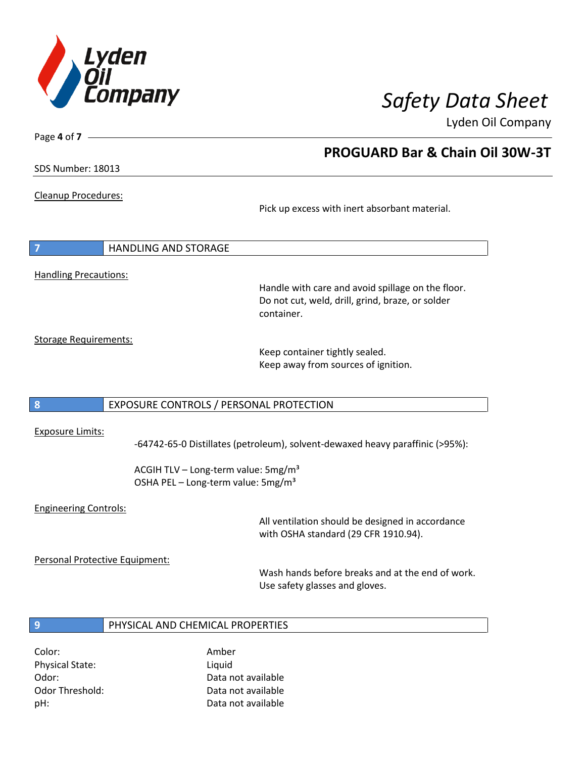Cleanup Procedures:

Pick up excess with inert absorbant material.

## 7 HANDLING AND STORAGE

Handling Precautions:

Handle with care and avoid spillage on the floor. Do not cut, weld, drill, grind, braze, or solder container.

Storage Requirements:

Keep container tightly sealed.
Keep away from sources of ignition.

## 8 EXPOSURE CONTROLS / PERSONAL PROTECTION

Exposure Limits:

-64742-65-0 Distillates (petroleum), solvent-dewaxed heavy paraffinic (>95%):

ACGIH TLV – Long-term value: 5mg/m³
OSHA PEL – Long-term value: 5mg/m³

Engineering Controls:

All ventilation should be designed in accordance with OSHA standard (29 CFR 1910.94).

Personal Protective Equipment:

Wash hands before breaks and at the end of work.
Use safety glasses and gloves.

## 9 PHYSICAL AND CHEMICAL PROPERTIES

| | |
|---|---|
| Color: | Amber |
| Physical State: | Liquid |
| Odor: | Data not available |
| Odor Threshold: | Data not available |
| pH: | Data not available |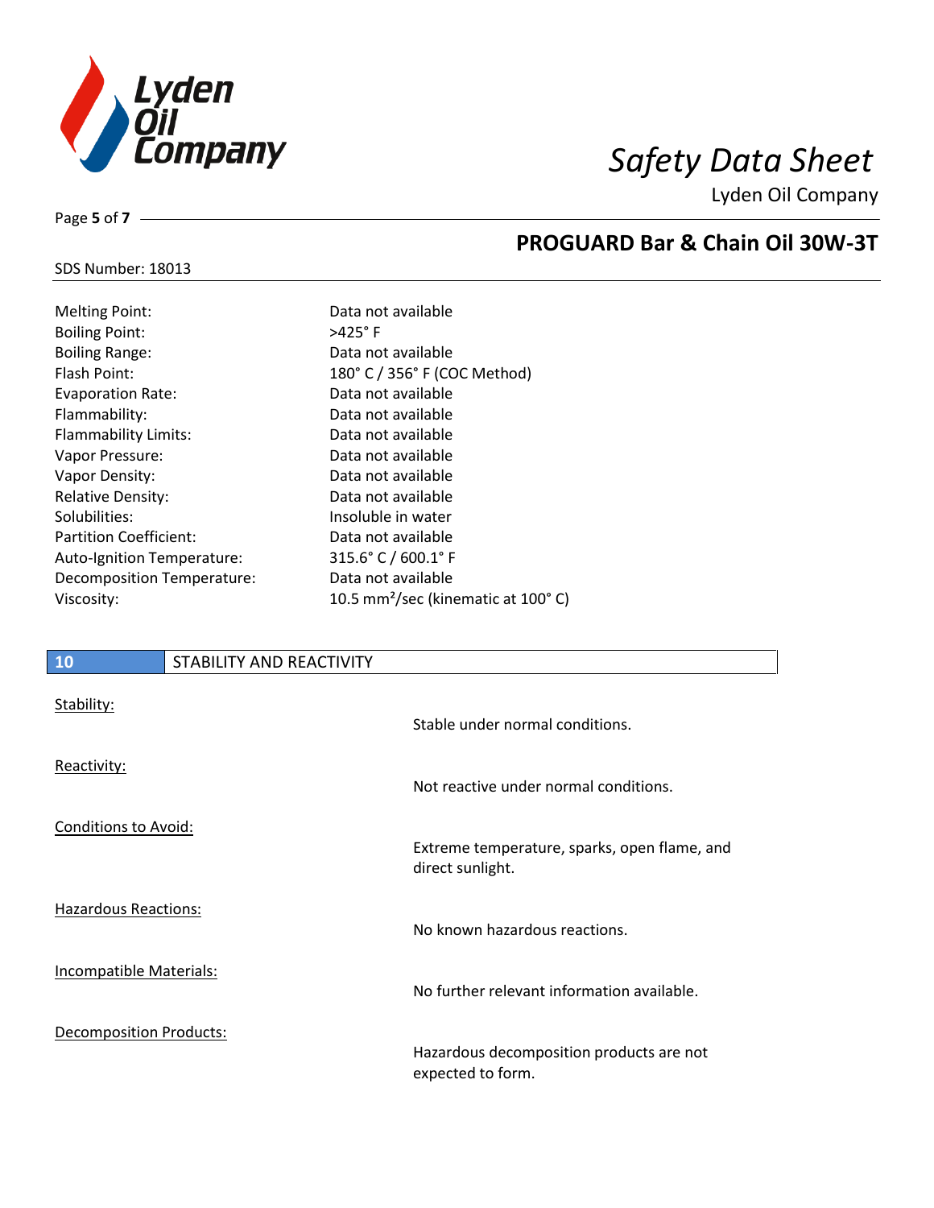Melting Point: Data not available
Boiling Point: >425° F
Boiling Range: Data not available
Flash Point: 180° C / 356° F (COC Method)
Evaporation Rate: Data not available
Flammability: Data not available
Flammability Limits: Data not available
Vapor Pressure: Data not available
Vapor Density: Data not available
Relative Density: Data not available
Solubilities: Insoluble in water
Partition Coefficient: Data not available
Auto-Ignition Temperature: 315.6° C / 600.1° F
Decomposition Temperature: Data not available
Viscosity: 10.5 $mm^2$/sec (kinematic at 100° C)

## 10 STABILITY AND REACTIVITY

Stability:
Stable under normal conditions.

Reactivity:
Not reactive under normal conditions.

Conditions to Avoid:
Extreme temperature, sparks, open flame, and direct sunlight.

Hazardous Reactions:
No known hazardous reactions.

Incompatible Materials:
No further relevant information available.

Decomposition Products:
Hazardous decomposition products are not expected to form.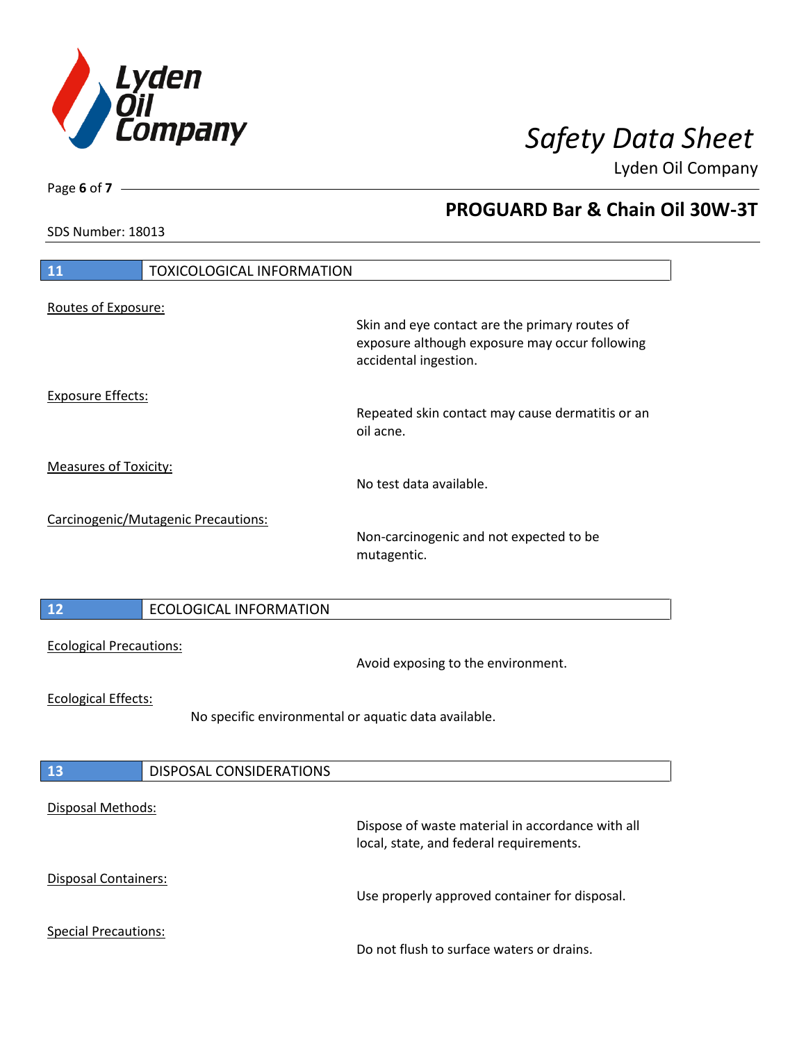## 11 TOXICOLOGICAL INFORMATION

Routes of Exposure:

Skin and eye contact are the primary routes of exposure although exposure may occur following accidental ingestion.

Exposure Effects:

Repeated skin contact may cause dermatitis or an oil acne.

Measures of Toxicity:

No test data available.

Carcinogenic/Mutagenic Precautions:

Non-carcinogenic and not expected to be mutagentic.

## 12 ECOLOGICAL INFORMATION

Ecological Precautions:

Avoid exposing to the environment.

Ecological Effects:

No specific environmental or aquatic data available.

## 13 DISPOSAL CONSIDERATIONS

Disposal Methods:

Dispose of waste material in accordance with all local, state, and federal requirements.

Disposal Containers:

Use properly approved container for disposal.

Special Precautions:

Do not flush to surface waters or drains.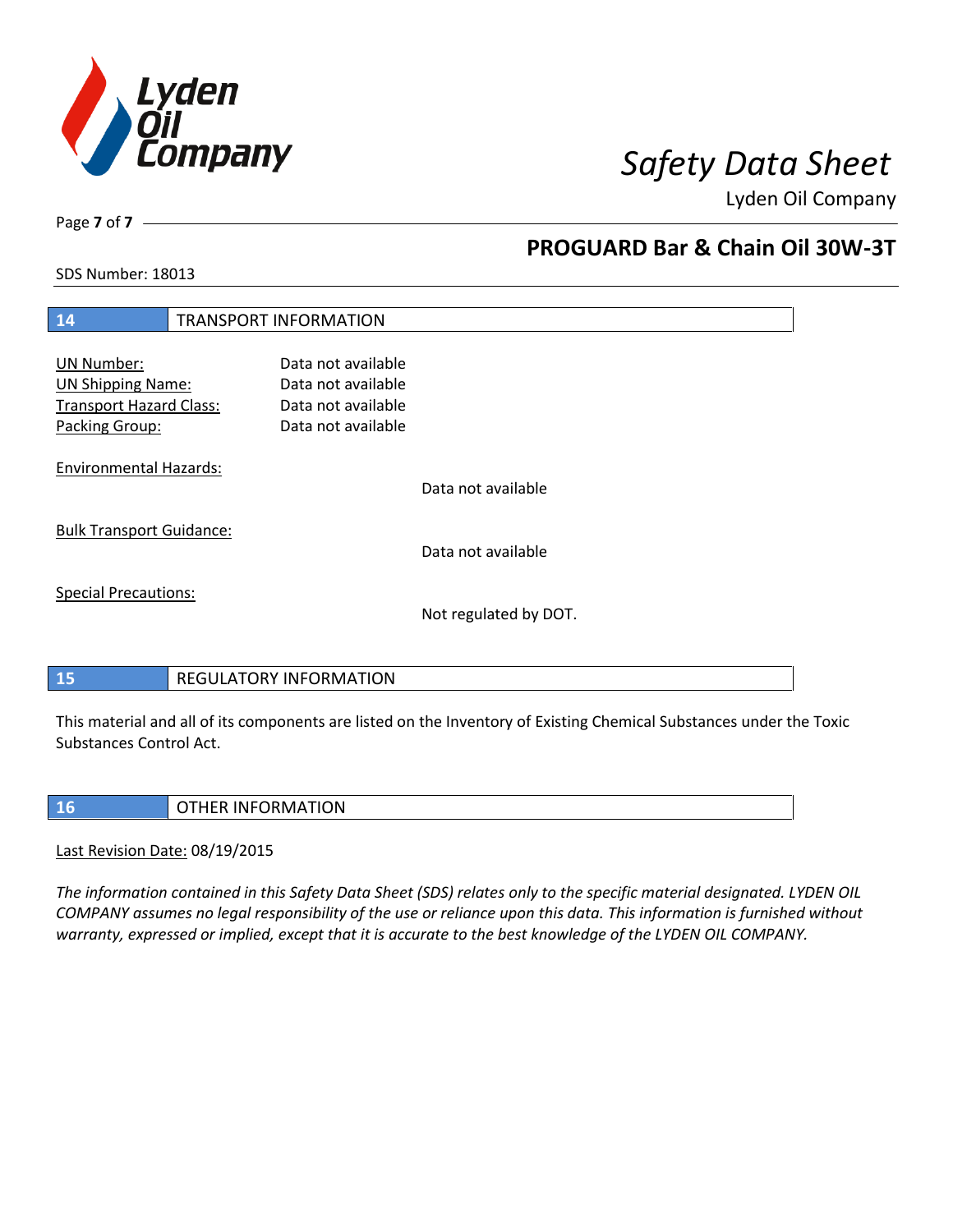SDS Number: 18013

## PROGUARD Bar & Chain Oil 30W-3T

## 14 TRANSPORT INFORMATION

| | |
|---|---|
| UN Number: | Data not available |
| UN Shipping Name: | Data not available |
| Transport Hazard Class: | Data not available |
| Packing Group: | Data not available |

Environmental Hazards:

Data not available

Bulk Transport Guidance:

Data not available

Special Precautions:

Not regulated by DOT.

## 15 REGULATORY INFORMATION

This material and all of its components are listed on the Inventory of Existing Chemical Substances under the Toxic Substances Control Act.

## 16 OTHER INFORMATION

Last Revision Date: 08/19/2015

*The information contained in this Safety Data Sheet (SDS) relates only to the specific material designated. LYDEN OIL COMPANY assumes no legal responsibility of the use or reliance upon this data. This information is furnished without warranty, expressed or implied, except that it is accurate to the best knowledge of the LYDEN OIL COMPANY.*